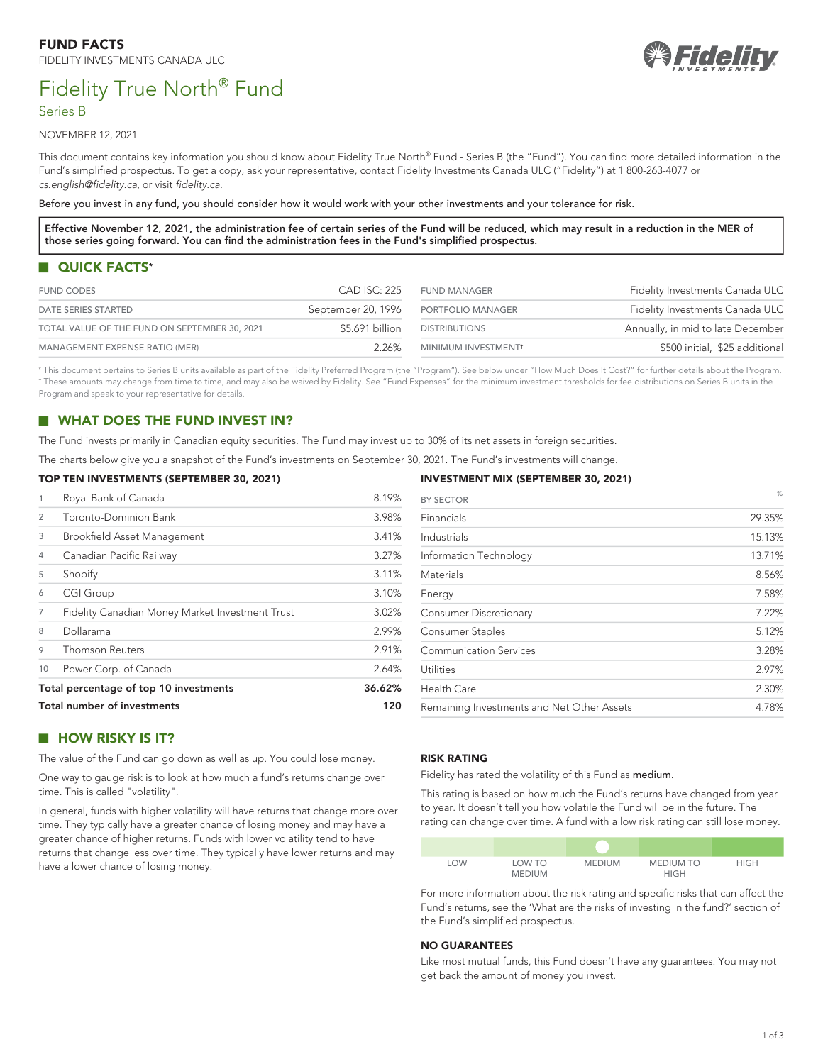# FUND FACTS

FIDELITY INVESTMENTS CANADA ULC

# Fidelity True North® Fund

## Series B

NOVEMBER 12, 2021

This document contains key information you should know about Fidelity True North® Fund - Series B (the "Fund"). You can find more detailed information in the Fund's simplified prospectus. To get a copy, ask your representative, contact Fidelity Investments Canada ULC ("Fidelity") at 1 800-263-4077 or *cs.english@fidelity.ca*, or visit *fidelity.ca*.

**Before you invest in any fund, you should consider how it would work with your other investments and your tolerance for risk.**

**Effective November 12, 2021, the administration fee of certain series of the Fund will be reduced, which may result in a reduction in the MER of those series going forward. You can find the administration fees in the Fund's simplified prospectus.**

## QUICK FACTS*

| | | | |
|---|---|---|---|
| FUND CODES | CAD ISC: 225 | FUND MANAGER | Fidelity Investments Canada ULC |
| DATE SERIES STARTED | September 20, 1996 | PORTFOLIO MANAGER | Fidelity Investments Canada ULC |
| TOTAL VALUE OF THE FUND ON SEPTEMBER 30, 2021 | $5.691 billion | DISTRIBUTIONS | Annually, in mid to late December |
| MANAGEMENT EXPENSE RATIO (MER) | 2.26% | MINIMUM INVESTMENT† | $500 initial, $25 additional |

\* This document pertains to Series B units available as part of the Fidelity Preferred Program (the "Program"). See below under "How Much Does It Cost?" for further details about the Program.
† These amounts may change from time to time, and may also be waived by Fidelity. See "Fund Expenses" for the minimum investment thresholds for fee distributions on Series B units in the Program and speak to your representative for details.

## WHAT DOES THE FUND INVEST IN?

The Fund invests primarily in Canadian equity securities. The Fund may invest up to 30% of its net assets in foreign securities.

The charts below give you a snapshot of the Fund's investments on September 30, 2021. The Fund's investments will change.

### TOP TEN INVESTMENTS (SEPTEMBER 30, 2021)

| | | |
|---|---|---|
| 1 | Royal Bank of Canada | 8.19% |
| 2 | Toronto-Dominion Bank | 3.98% |
| 3 | Brookfield Asset Management | 3.41% |
| 4 | Canadian Pacific Railway | 3.27% |
| 5 | Shopify | 3.11% |
| 6 | CGI Group | 3.10% |
| 7 | Fidelity Canadian Money Market Investment Trust | 3.02% |
| 8 | Dollarama | 2.99% |
| 9 | Thomson Reuters | 2.91% |
| 10 | Power Corp. of Canada | 2.64% |
| **Total percentage of top 10 investments** | | **36.62%** |
| **Total number of investments** | | **120** |

### INVESTMENT MIX (SEPTEMBER 30, 2021)

| BY SECTOR | % |
|---|---|
| Financials | 29.35% |
| Industrials | 15.13% |
| Information Technology | 13.71% |
| Materials | 8.56% |
| Energy | 7.58% |
| Consumer Discretionary | 7.22% |
| Consumer Staples | 5.12% |
| Communication Services | 3.28% |
| Utilities | 2.97% |
| Health Care | 2.30% |
| Remaining Investments and Net Other Assets | 4.78% |

## HOW RISKY IS IT?

The value of the Fund can go down as well as up. You could lose money.

One way to gauge risk is to look at how much a fund's returns change over time. This is called "volatility".

In general, funds with higher volatility will have returns that change more over time. They typically have a greater chance of losing money and may have a greater chance of higher returns. Funds with lower volatility tend to have returns that change less over time. They typically have lower returns and may have a lower chance of losing money.

### RISK RATING

Fidelity has rated the volatility of this Fund as medium.

This rating is based on how much the Fund's returns have changed from year to year. It doesn't tell you how volatile the Fund will be in the future. The rating can change over time. A fund with a low risk rating can still lose money.

| LOW | LOW TO MEDIUM | MEDIUM | MEDIUM TO HIGH | HIGH |
|---|---|---|---|---|
| | | ● | | |

For more information about the risk rating and specific risks that can affect the Fund's returns, see the 'What are the risks of investing in the fund?' section of the Fund's simplified prospectus.

### NO GUARANTEES

Like most mutual funds, this Fund doesn't have any guarantees. You may not get back the amount of money you invest.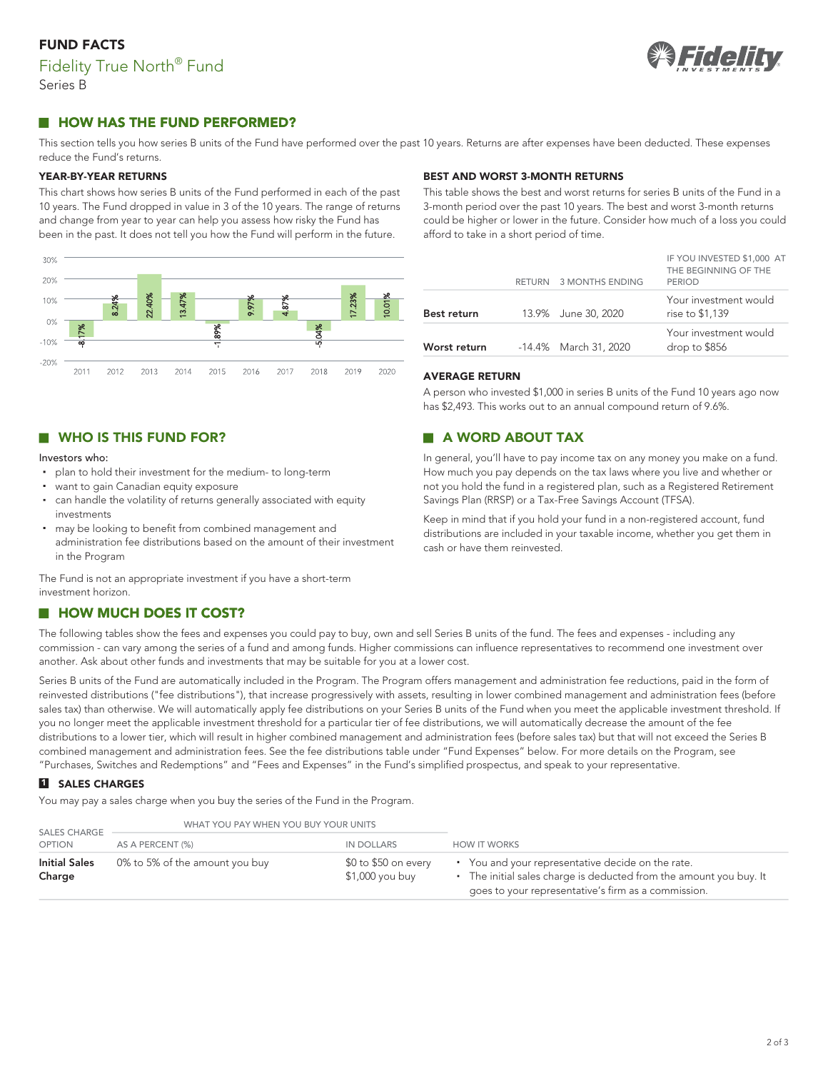## FUND FACTS

Fidelity True North® Fund

Series B

## HOW HAS THE FUND PERFORMED?

This section tells you how series B units of the Fund have performed over the past 10 years. Returns are after expenses have been deducted. These expenses reduce the Fund's returns.

### YEAR-BY-YEAR RETURNS

This chart shows how series B units of the Fund performed in each of the past 10 years. The Fund dropped in value in 3 of the 10 years. The range of returns and change from year to year can help you assess how risky the Fund has been in the past. It does not tell you how the Fund will perform in the future.

| Year | Return |
|---|---|
| 2011 | -8.17% |
| 2012 | 8.24% |
| 2013 | 22.40% |
| 2014 | 13.47% |
| 2015 | -1.89% |
| 2016 | 9.97% |
| 2017 | 4.87% |
| 2018 | -5.04% |
| 2019 | 17.23% |
| 2020 | 10.01% |

### BEST AND WORST 3-MONTH RETURNS

This table shows the best and worst returns for series B units of the Fund in a 3-month period over the past 10 years. The best and worst 3-month returns could be higher or lower in the future. Consider how much of a loss you could afford to take in a short period of time.

| | RETURN | 3 MONTHS ENDING | IF YOU INVESTED $1,000 AT THE BEGINNING OF THE PERIOD |
|---|---|---|---|
| **Best return** | 13.9% | June 30, 2020 | Your investment would rise to $1,139 |
| **Worst return** | -14.4% | March 31, 2020 | Your investment would drop to $856 |

### AVERAGE RETURN

A person who invested $1,000 in series B units of the Fund 10 years ago now has $2,493. This works out to an annual compound return of 9.6%.

## WHO IS THIS FUND FOR?

Investors who:

- plan to hold their investment for the medium- to long-term
- want to gain Canadian equity exposure
- can handle the volatility of returns generally associated with equity investments
- may be looking to benefit from combined management and administration fee distributions based on the amount of their investment in the Program

The Fund is not an appropriate investment if you have a short-term investment horizon.

## A WORD ABOUT TAX

In general, you'll have to pay income tax on any money you make on a fund. How much you pay depends on the tax laws where you live and whether or not you hold the fund in a registered plan, such as a Registered Retirement Savings Plan (RRSP) or a Tax-Free Savings Account (TFSA).

Keep in mind that if you hold your fund in a non-registered account, fund distributions are included in your taxable income, whether you get them in cash or have them reinvested.

## HOW MUCH DOES IT COST?

The following tables show the fees and expenses you could pay to buy, own and sell Series B units of the fund. The fees and expenses - including any commission - can vary among the series of a fund and among funds. Higher commissions can influence representatives to recommend one investment over another. Ask about other funds and investments that may be suitable for you at a lower cost.

Series B units of the Fund are automatically included in the Program. The Program offers management and administration fee reductions, paid in the form of reinvested distributions ("fee distributions"), that increase progressively with assets, resulting in lower combined management and administration fees (before sales tax) than otherwise. We will automatically apply fee distributions on your Series B units of the Fund when you meet the applicable investment threshold. If you no longer meet the applicable investment threshold for a particular tier of fee distributions, we will automatically decrease the amount of the fee distributions to a lower tier, which will result in higher combined management and administration fees (before sales tax) but that will not exceed the Series B combined management and administration fees. See the fee distributions table under "Fund Expenses" below. For more details on the Program, see "Purchases, Switches and Redemptions" and "Fees and Expenses" in the Fund's simplified prospectus, and speak to your representative.

### 1 SALES CHARGES

You may pay a sales charge when you buy the series of the Fund in the Program.

| SALES CHARGE OPTION | WHAT YOU PAY WHEN YOU BUY YOUR UNITS | | HOW IT WORKS |
|---|---|---|---|
| | AS A PERCENT (%) | IN DOLLARS | |
| **Initial Sales Charge** | 0% to 5% of the amount you buy | $0 to $50 on every $1,000 you buy | • You and your representative decide on the rate.<br>• The initial sales charge is deducted from the amount you buy. It goes to your representative's firm as a commission. |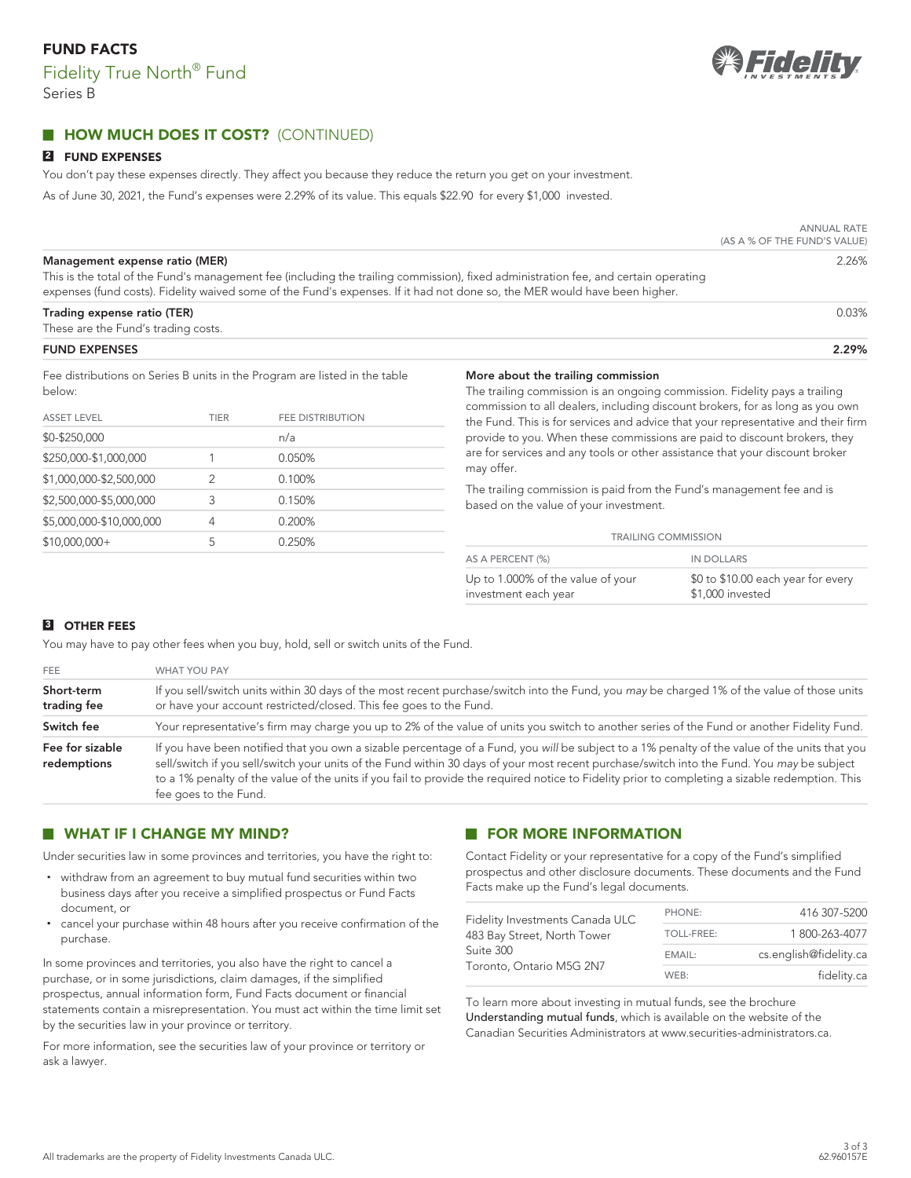# FUND FACTS

## Fidelity True North® Fund

Series B

## HOW MUCH DOES IT COST? (CONTINUED)

### 2 FUND EXPENSES

You don't pay these expenses directly. They affect you because they reduce the return you get on your investment.

As of June 30, 2021, the Fund's expenses were 2.29% of its value. This equals $22.90 for every $1,000 invested.

| | ANNUAL RATE (AS A % OF THE FUND'S VALUE) |
|---|---|
| **Management expense ratio (MER)**<br>This is the total of the Fund's management fee (including the trailing commission), fixed administration fee, and certain operating expenses (fund costs). Fidelity waived some of the Fund's expenses. If it had not done so, the MER would have been higher. | 2.26% |
| **Trading expense ratio (TER)**<br>These are the Fund's trading costs. | 0.03% |
| **FUND EXPENSES** | **2.29%** |

Fee distributions on Series B units in the Program are listed in the table below:

| ASSET LEVEL | TIER | FEE DISTRIBUTION |
|---|---|---|
| $0-$250,000 | | n/a |
| $250,000-$1,000,000 | 1 | 0.050% |
| $1,000,000-$2,500,000 | 2 | 0.100% |
| $2,500,000-$5,000,000 | 3 | 0.150% |
| $5,000,000-$10,000,000 | 4 | 0.200% |
| $10,000,000+ | 5 | 0.250% |

**More about the trailing commission**

The trailing commission is an ongoing commission. Fidelity pays a trailing commission to all dealers, including discount brokers, for as long as you own the Fund. This is for services and advice that your representative and their firm provide to you. When these commissions are paid to discount brokers, they are for services and any tools or other assistance that your discount broker may offer.

The trailing commission is paid from the Fund's management fee and is based on the value of your investment.

| TRAILING COMMISSION | |
|---|---|
| AS A PERCENT (%) | IN DOLLARS |
| Up to 1.000% of the value of your investment each year | $0 to $10.00 each year for every $1,000 invested |

### 3 OTHER FEES

You may have to pay other fees when you buy, hold, sell or switch units of the Fund.

| FEE | WHAT YOU PAY |
|---|---|
| **Short-term trading fee** | If you sell/switch units within 30 days of the most recent purchase/switch into the Fund, you *may* be charged 1% of the value of those units or have your account restricted/closed. This fee goes to the Fund. |
| **Switch fee** | Your representative's firm may charge you up to 2% of the value of units you switch to another series of the Fund or another Fidelity Fund. |
| **Fee for sizable redemptions** | If you have been notified that you own a sizable percentage of a Fund, you *will* be subject to a 1% penalty of the value of the units that you sell/switch if you sell/switch your units of the Fund within 30 days of your most recent purchase/switch into the Fund. You *may* be subject to a 1% penalty of the value of the units if you fail to provide the required notice to Fidelity prior to completing a sizable redemption. This fee goes to the Fund. |

## WHAT IF I CHANGE MY MIND?

Under securities law in some provinces and territories, you have the right to:

- withdraw from an agreement to buy mutual fund securities within two business days after you receive a simplified prospectus or Fund Facts document, or
- cancel your purchase within 48 hours after you receive confirmation of the purchase.

In some provinces and territories, you also have the right to cancel a purchase, or in some jurisdictions, claim damages, if the simplified prospectus, annual information form, Fund Facts document or financial statements contain a misrepresentation. You must act within the time limit set by the securities law in your province or territory.

For more information, see the securities law of your province or territory or ask a lawyer.

## FOR MORE INFORMATION

Contact Fidelity or your representative for a copy of the Fund's simplified prospectus and other disclosure documents. These documents and the Fund Facts make up the Fund's legal documents.

Fidelity Investments Canada ULC
483 Bay Street, North Tower
Suite 300
Toronto, Ontario M5G 2N7

| | |
|---|---|
| PHONE: | 416 307-5200 |
| TOLL-FREE: | 1 800-263-4077 |
| EMAIL: | cs.english@fidelity.ca |
| WEB: | fidelity.ca |

To learn more about investing in mutual funds, see the brochure **Understanding mutual funds**, which is available on the website of the Canadian Securities Administrators at www.securities-administrators.ca.

All trademarks are the property of Fidelity Investments Canada ULC.

62.960157E